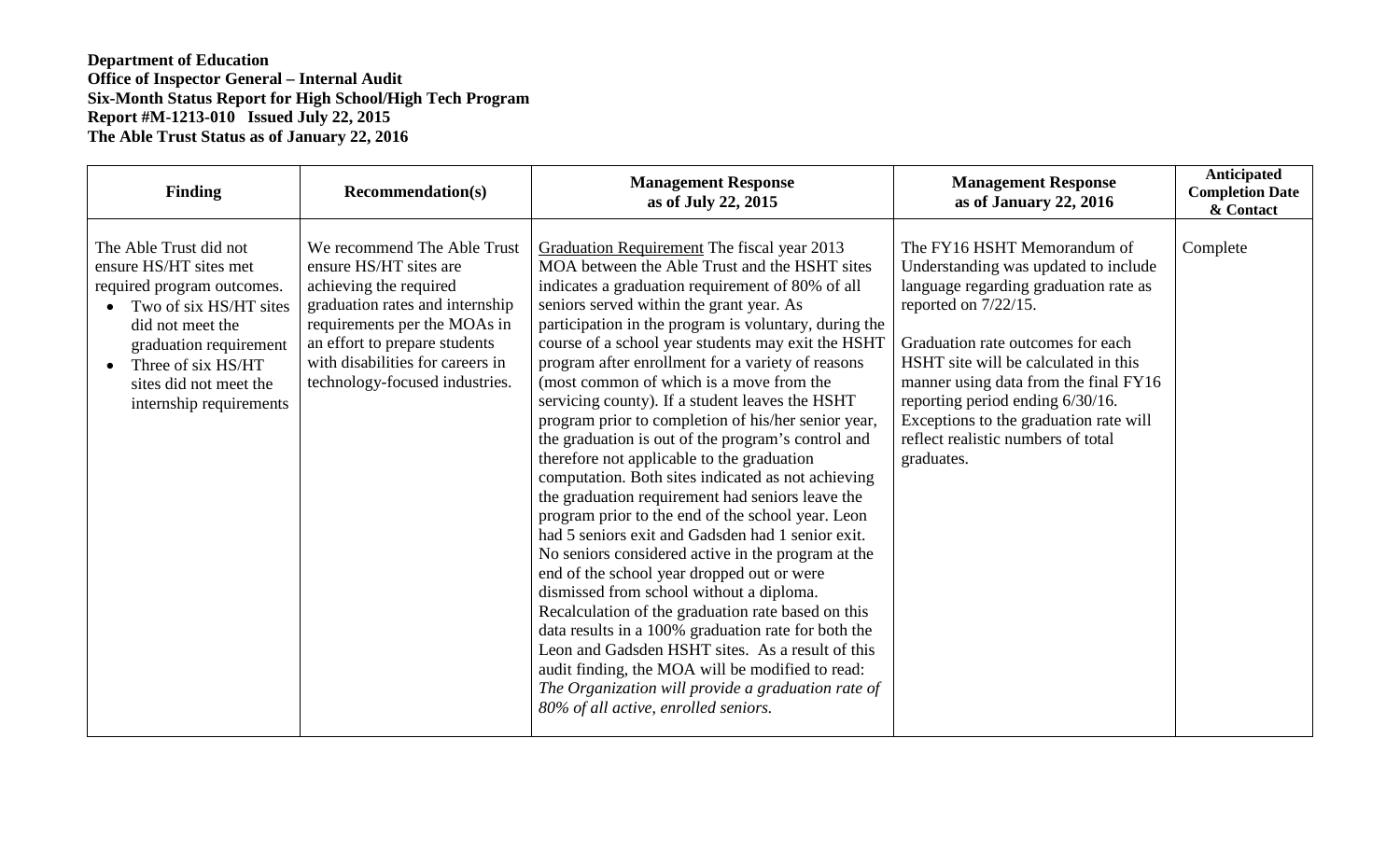**Department of Education**
**Office of Inspector General – Internal Audit**
**Six-Month Status Report for High School/High Tech Program**
**Report #M-1213-010 Issued July 22, 2015**
**The Able Trust Status as of January 22, 2016**

| Finding | Recommendation(s) | Management Response as of July 22, 2015 | Management Response as of January 22, 2016 | Anticipated Completion Date & Contact |
|---|---|---|---|---|
| The Able Trust did not ensure HS/HT sites met required program outcomes.<br>• Two of six HS/HT sites did not meet the graduation requirement<br>• Three of six HS/HT sites did not meet the internship requirements | We recommend The Able Trust ensure HS/HT sites are achieving the required graduation rates and internship requirements per the MOAs in an effort to prepare students with disabilities for careers in technology-focused industries. | Graduation Requirement The fiscal year 2013 MOA between the Able Trust and the HSHT sites indicates a graduation requirement of 80% of all seniors served within the grant year. As participation in the program is voluntary, during the course of a school year students may exit the HSHT program after enrollment for a variety of reasons (most common of which is a move from the servicing county). If a student leaves the HSHT program prior to completion of his/her senior year, the graduation is out of the program's control and therefore not applicable to the graduation computation. Both sites indicated as not achieving the graduation requirement had seniors leave the program prior to the end of the school year. Leon had 5 seniors exit and Gadsden had 1 senior exit. No seniors considered active in the program at the end of the school year dropped out or were dismissed from school without a diploma. Recalculation of the graduation rate based on this data results in a 100% graduation rate for both the Leon and Gadsden HSHT sites. As a result of this audit finding, the MOA will be modified to read: *The Organization will provide a graduation rate of 80% of all active, enrolled seniors.* | The FY16 HSHT Memorandum of Understanding was updated to include language regarding graduation rate as reported on 7/22/15.<br><br>Graduation rate outcomes for each HSHT site will be calculated in this manner using data from the final FY16 reporting period ending 6/30/16. Exceptions to the graduation rate will reflect realistic numbers of total graduates. | Complete |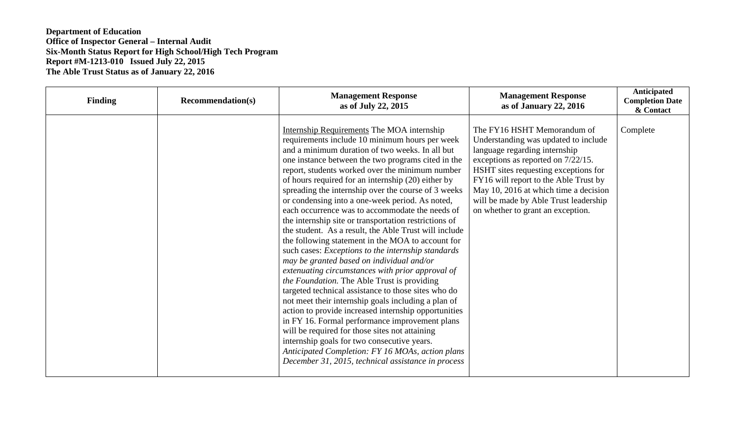**Department of Education**
**Office of Inspector General – Internal Audit**
**Six-Month Status Report for High School/High Tech Program**
**Report #M-1213-010 Issued July 22, 2015**
**The Able Trust Status as of January 22, 2016**

| Finding | Recommendation(s) | Management Response as of July 22, 2015 | Management Response as of January 22, 2016 | Anticipated Completion Date & Contact |
|---|---|---|---|---|
| | | Internship Requirements The MOA internship requirements include 10 minimum hours per week and a minimum duration of two weeks. In all but one instance between the two programs cited in the report, students worked over the minimum number of hours required for an internship (20) either by spreading the internship over the course of 3 weeks or condensing into a one-week period. As noted, each occurrence was to accommodate the needs of the internship site or transportation restrictions of the student. As a result, the Able Trust will include the following statement in the MOA to account for such cases: *Exceptions to the internship standards may be granted based on individual and/or extenuating circumstances with prior approval of the Foundation.* The Able Trust is providing targeted technical assistance to those sites who do not meet their internship goals including a plan of action to provide increased internship opportunities in FY 16. Formal performance improvement plans will be required for those sites not attaining internship goals for two consecutive years. *Anticipated Completion: FY 16 MOAs, action plans December 31, 2015, technical assistance in process* | The FY16 HSHT Memorandum of Understanding was updated to include language regarding internship exceptions as reported on 7/22/15. HSHT sites requesting exceptions for FY16 will report to the Able Trust by May 10, 2016 at which time a decision will be made by Able Trust leadership on whether to grant an exception. | Complete |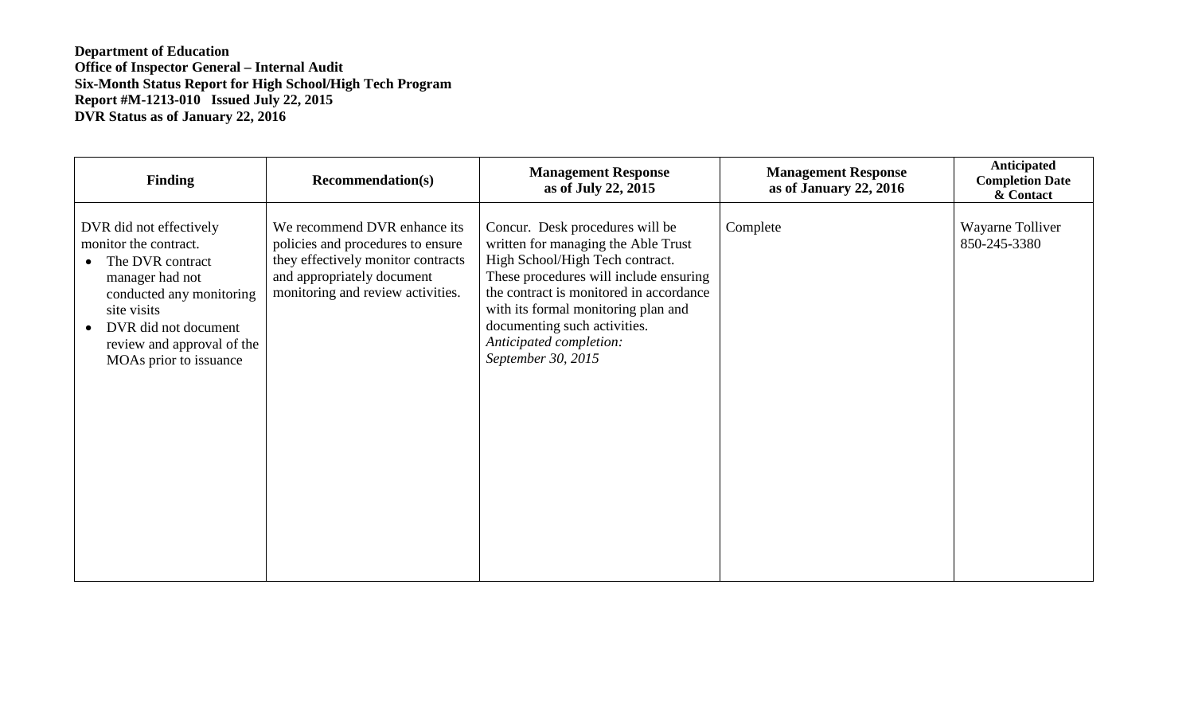**Department of Education**
**Office of Inspector General – Internal Audit**
**Six-Month Status Report for High School/High Tech Program**
**Report #M-1213-010 Issued July 22, 2015**
**DVR Status as of January 22, 2016**

| Finding | Recommendation(s) | Management Response as of July 22, 2015 | Management Response as of January 22, 2016 | Anticipated Completion Date & Contact |
|---|---|---|---|---|
| DVR did not effectively monitor the contract.<br>• The DVR contract manager had not conducted any monitoring site visits<br>• DVR did not document review and approval of the MOAs prior to issuance | We recommend DVR enhance its policies and procedures to ensure they effectively monitor contracts and appropriately document monitoring and review activities. | Concur. Desk procedures will be written for managing the Able Trust High School/High Tech contract. These procedures will include ensuring the contract is monitored in accordance with its formal monitoring plan and documenting such activities.<br>*Anticipated completion: September 30, 2015* | Complete | Wayarne Tolliver<br>850-245-3380 |